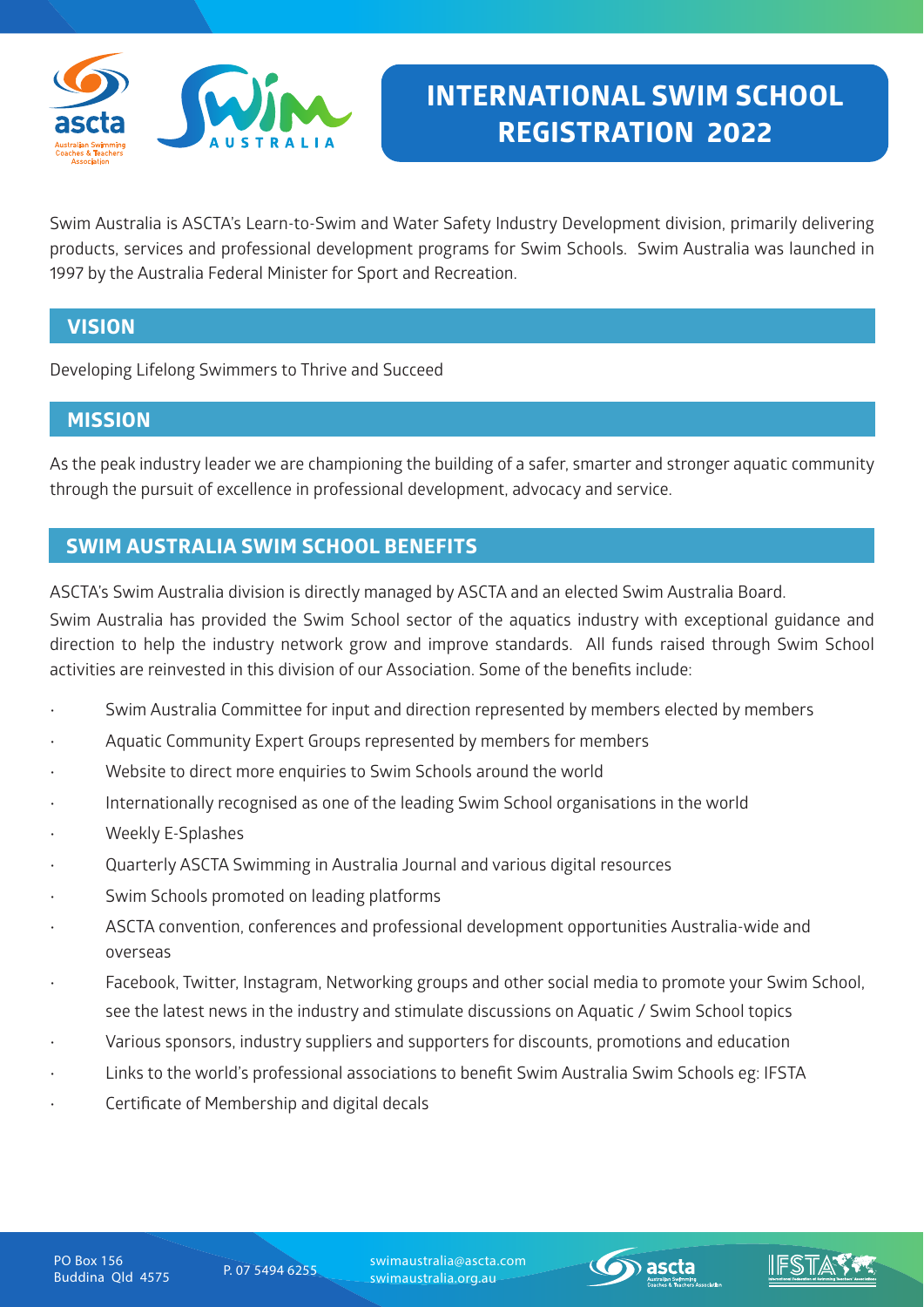# INTERNATIONAL SWIM SCHOOL REGISTRATION 2022

Swim Australia is ASCTA's Learn-to-Swim and Water Safety Industry Development division, primarily delivering products, services and professional development programs for Swim Schools. Swim Australia was launched in 1997 by the Australia Federal Minister for Sport and Recreation.

## VISION

Developing Lifelong Swimmers to Thrive and Succeed

## MISSION

As the peak industry leader we are championing the building of a safer, smarter and stronger aquatic community through the pursuit of excellence in professional development, advocacy and service.

## SWIM AUSTRALIA SWIM SCHOOL BENEFITS

ASCTA's Swim Australia division is directly managed by ASCTA and an elected Swim Australia Board.

Swim Australia has provided the Swim School sector of the aquatics industry with exceptional guidance and direction to help the industry network grow and improve standards. All funds raised through Swim School activities are reinvested in this division of our Association. Some of the benefits include:

- Swim Australia Committee for input and direction represented by members elected by members
- Aquatic Community Expert Groups represented by members for members
- Website to direct more enquiries to Swim Schools around the world
- Internationally recognised as one of the leading Swim School organisations in the world
- Weekly E-Splashes
- Quarterly ASCTA Swimming in Australia Journal and various digital resources
- Swim Schools promoted on leading platforms
- ASCTA convention, conferences and professional development opportunities Australia-wide and overseas
- Facebook, Twitter, Instagram, Networking groups and other social media to promote your Swim School, see the latest news in the industry and stimulate discussions on Aquatic / Swim School topics
- Various sponsors, industry suppliers and supporters for discounts, promotions and education
- Links to the world's professional associations to benefit Swim Australia Swim Schools eg: IFSTA
- Certificate of Membership and digital decals

PO Box 156
Buddina Qld 4575

P. 07 5494 6255

swimaustralia@ascta.com
swimaustralia.org.au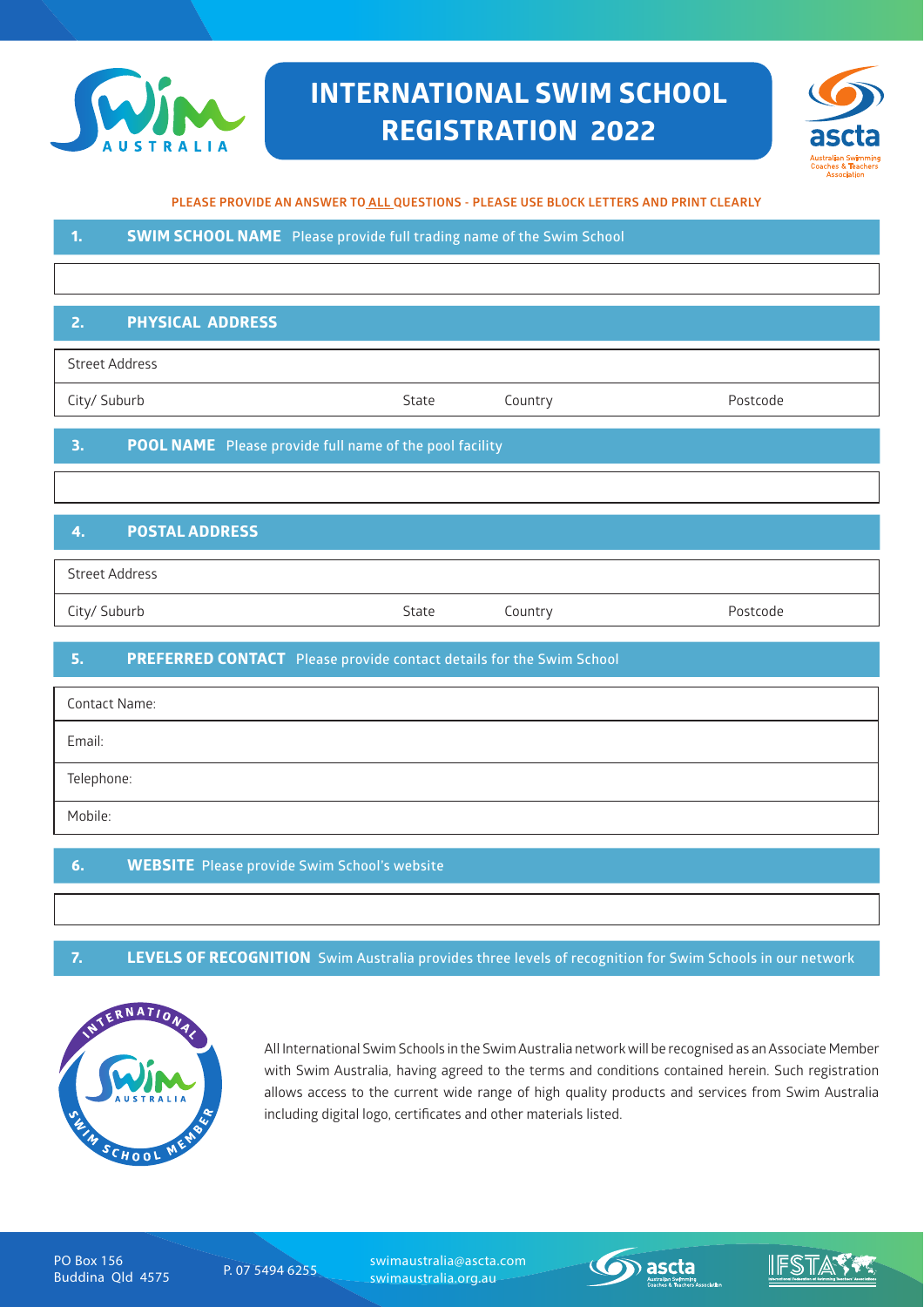# INTERNATIONAL SWIM SCHOOL REGISTRATION 2022

**PLEASE PROVIDE AN ANSWER TO ALL QUESTIONS - PLEASE USE BLOCK LETTERS AND PRINT CLEARLY**

## 1. SWIM SCHOOL NAME

Please provide full trading name of the Swim School

| |
|---|
| |

## 2. PHYSICAL ADDRESS

| Street Address | | | |
|---|---|---|---|
| City/ Suburb | State | Country | Postcode |

## 3. POOL NAME

Please provide full name of the pool facility

| |
|---|
| |

## 4. POSTAL ADDRESS

| Street Address | | | |
|---|---|---|---|
| City/ Suburb | State | Country | Postcode |

## 5. PREFERRED CONTACT

Please provide contact details for the Swim School

| |
|---|
| Contact Name: |
| Email: |
| Telephone: |
| Mobile: |

## 6. WEBSITE

Please provide Swim School's website

| |
|---|
| |

## 7. LEVELS OF RECOGNITION

Swim Australia provides three levels of recognition for Swim Schools in our network

All International Swim Schools in the Swim Australia network will be recognised as an Associate Member with Swim Australia, having agreed to the terms and conditions contained herein. Such registration allows access to the current wide range of high quality products and services from Swim Australia including digital logo, certificates and other materials listed.

PO Box 156
Buddina Qld 4575

P. 07 5494 6255

swimaustralia@ascta.com
swimaustralia.org.au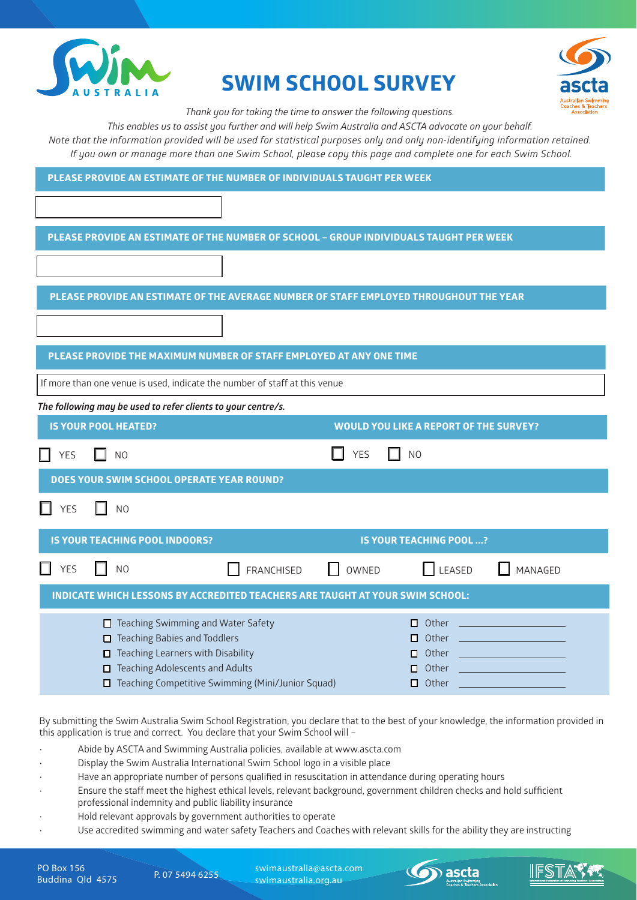# SWIM SCHOOL SURVEY

*Thank you for taking the time to answer the following questions.*
*This enables us to assist you further and will help Swim Australia and ASCTA advocate on your behalf.*
*Note that the information provided will be used for statistical purposes only and only non-identifying information retained.*
*If you own or manage more than one Swim School, please copy this page and complete one for each Swim School.*

**PLEASE PROVIDE AN ESTIMATE OF THE NUMBER OF INDIVIDUALS TAUGHT PER WEEK**

**PLEASE PROVIDE AN ESTIMATE OF THE NUMBER OF SCHOOL – GROUP INDIVIDUALS TAUGHT PER WEEK**

**PLEASE PROVIDE AN ESTIMATE OF THE AVERAGE NUMBER OF STAFF EMPLOYED THROUGHOUT THE YEAR**

**PLEASE PROVIDE THE MAXIMUM NUMBER OF STAFF EMPLOYED AT ANY ONE TIME**

If more than one venue is used, indicate the number of staff at this venue

***The following may be used to refer clients to your centre/s.***

**IS YOUR POOL HEATED?**

☐ YES ☐ NO

**WOULD YOU LIKE A REPORT OF THE SURVEY?**

☐ YES ☐ NO

**DOES YOUR SWIM SCHOOL OPERATE YEAR ROUND?**

☐ YES ☐ NO

**IS YOUR TEACHING POOL INDOORS?**

☐ YES ☐ NO

**IS YOUR TEACHING POOL ...?**

☐ FRANCHISED ☐ OWNED ☐ LEASED ☐ MANAGED

**INDICATE WHICH LESSONS BY ACCREDITED TEACHERS ARE TAUGHT AT YOUR SWIM SCHOOL:**

- ☐ Teaching Swimming and Water Safety
- ☐ Teaching Babies and Toddlers
- ☐ Teaching Learners with Disability
- ☐ Teaching Adolescents and Adults
- ☐ Teaching Competitive Swimming (Mini/Junior Squad)
- ☐ Other ____________________
- ☐ Other ____________________
- ☐ Other ____________________
- ☐ Other ____________________
- ☐ Other ____________________

By submitting the Swim Australia Swim School Registration, you declare that to the best of your knowledge, the information provided in this application is true and correct. You declare that your Swim School will –

- Abide by ASCTA and Swimming Australia policies, available at www.ascta.com
- Display the Swim Australia International Swim School logo in a visible place
- Have an appropriate number of persons qualified in resuscitation in attendance during operating hours
- Ensure the staff meet the highest ethical levels, relevant background, government children checks and hold sufficient professional indemnity and public liability insurance
- Hold relevant approvals by government authorities to operate
- Use accredited swimming and water safety Teachers and Coaches with relevant skills for the ability they are instructing

PO Box 156
Buddina Qld 4575

P. 07 5494 6255

swimaustralia@ascta.com
swimaustralia.org.au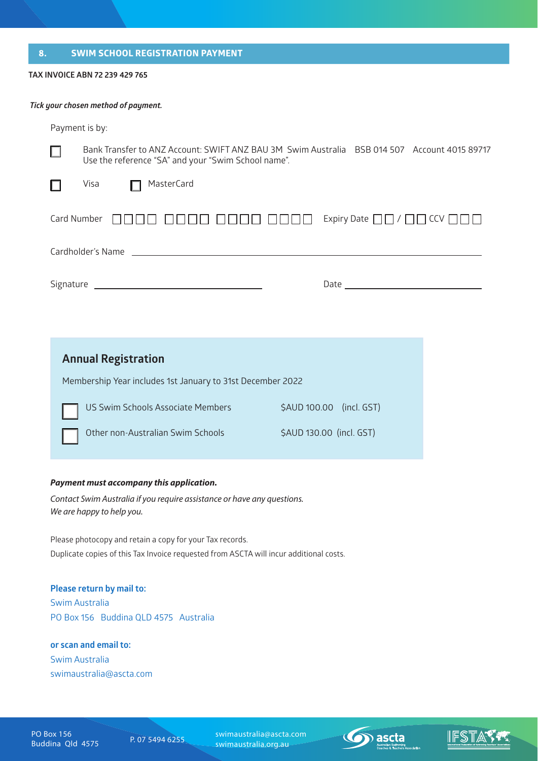## 8. SWIM SCHOOL REGISTRATION PAYMENT

**TAX INVOICE ABN 72 239 429 765**

***Tick your chosen method of payment.***

Payment is by:

☐ Bank Transfer to ANZ Account: SWIFT ANZ BAU 3M Swim Australia BSB 014 507 Account 4015 89717
Use the reference "SA" and your "Swim School name".

☐ Visa ☐ MasterCard

Card Number ☐☐☐☐ ☐☐☐☐ ☐☐☐☐ ☐☐☐☐ Expiry Date ☐☐ / ☐☐ CCV ☐☐☐

Cardholder's Name ______________________________

Signature ______________________ Date ______________________

### Annual Registration

Membership Year includes 1st January to 31st December 2022

| | | |
|---|---|---|
| ☐ | US Swim Schools Associate Members | $AUD 100.00 (incl. GST) |
| ☐ | Other non-Australian Swim Schools | $AUD 130.00 (incl. GST) |

***Payment must accompany this application.***

*Contact Swim Australia if you require assistance or have any questions.*
*We are happy to help you.*

Please photocopy and retain a copy for your Tax records.
Duplicate copies of this Tax Invoice requested from ASCTA will incur additional costs.

**Please return by mail to:**
Swim Australia
PO Box 156 Buddina QLD 4575 Australia

**or scan and email to:**
Swim Australia
swimaustralia@ascta.com

PO Box 156
Buddina Qld 4575

P. 07 5494 6255

swimaustralia@ascta.com
swimaustralia.org.au